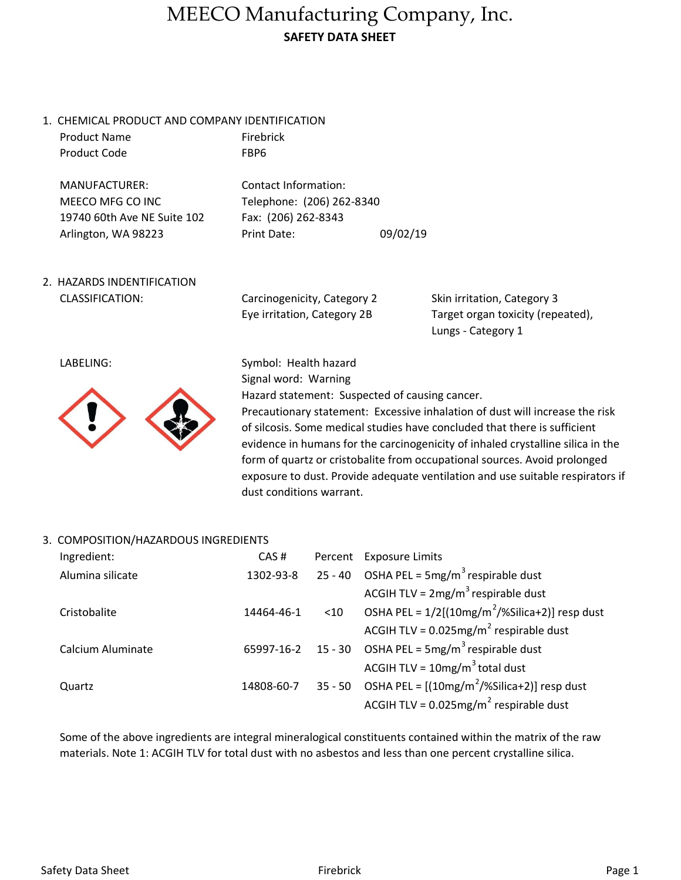# MEECO Manufacturing Company, Inc.

**SAFETY DATA SHEET**

## 1. CHEMICAL PRODUCT AND COMPANY IDENTIFICATION

| | |
|---|---|
| Product Name | Firebrick |
| Product Code | FBP6 |

MANUFACTURER:
MEECO MFG CO INC
19740 60th Ave NE Suite 102
Arlington, WA 98223

Contact Information:
Telephone: (206) 262-8340
Fax: (206) 262-8343
Print Date: 09/02/19

## 2. HAZARDS INDENTIFICATION

CLASSIFICATION:

- Carcinogenicity, Category 2
- Eye irritation, Category 2B
- Skin irritation, Category 3
- Target organ toxicity (repeated), Lungs - Category 1

LABELING:

Symbol: Health hazard
Signal word: Warning
Hazard statement: Suspected of causing cancer.
Precautionary statement: Excessive inhalation of dust will increase the risk of silcosis. Some medical studies have concluded that there is sufficient evidence in humans for the carcinogenicity of inhaled crystalline silica in the form of quartz or cristobalite from occupational sources. Avoid prolonged exposure to dust. Provide adequate ventilation and use suitable respirators if dust conditions warrant.

## 3. COMPOSITION/HAZARDOUS INGREDIENTS

| Ingredient: | CAS # | Percent | Exposure Limits |
|---|---|---|---|
| Alumina silicate | 1302-93-8 | 25 - 40 | OSHA PEL = 5mg/$m^3$ respirable dust |
| | | | ACGIH TLV = 2mg/$m^3$ respirable dust |
| Cristobalite | 14464-46-1 | <10 | OSHA PEL = 1/2[(10mg/$m^2$/%Silica+2)] resp dust |
| | | | ACGIH TLV = 0.025mg/$m^2$ respirable dust |
| Calcium Aluminate | 65997-16-2 | 15 - 30 | OSHA PEL = 5mg/$m^3$ respirable dust |
| | | | ACGIH TLV = 10mg/$m^3$ total dust |
| Quartz | 14808-60-7 | 35 - 50 | OSHA PEL = [(10mg/$m^2$/%Silica+2)] resp dust |
| | | | ACGIH TLV = 0.025mg/$m^2$ respirable dust |

Some of the above ingredients are integral mineralogical constituents contained within the matrix of the raw materials. Note 1: ACGIH TLV for total dust with no asbestos and less than one percent crystalline silica.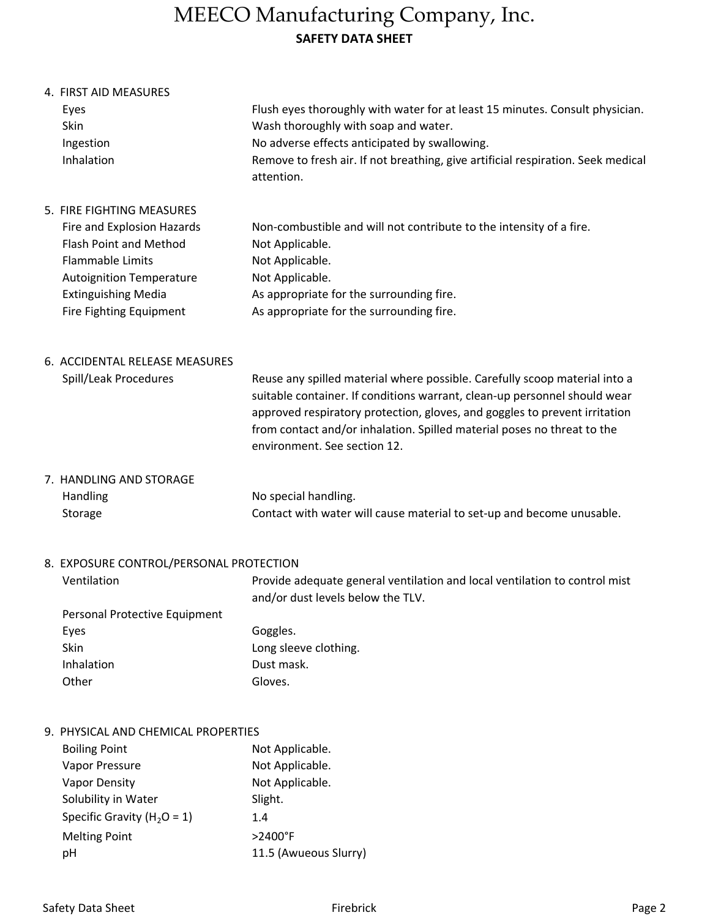# MEECO Manufacturing Company, Inc.

**SAFETY DATA SHEET**

## 4. FIRST AID MEASURES

| | |
|---|---|
| Eyes | Flush eyes thoroughly with water for at least 15 minutes. Consult physician. |
| Skin | Wash thoroughly with soap and water. |
| Ingestion | No adverse effects anticipated by swallowing. |
| Inhalation | Remove to fresh air. If not breathing, give artificial respiration. Seek medical attention. |

## 5. FIRE FIGHTING MEASURES

| | |
|---|---|
| Fire and Explosion Hazards | Non-combustible and will not contribute to the intensity of a fire. |
| Flash Point and Method | Not Applicable. |
| Flammable Limits | Not Applicable. |
| Autoignition Temperature | Not Applicable. |
| Extinguishing Media | As appropriate for the surrounding fire. |
| Fire Fighting Equipment | As appropriate for the surrounding fire. |

## 6. ACCIDENTAL RELEASE MEASURES

| | |
|---|---|
| Spill/Leak Procedures | Reuse any spilled material where possible. Carefully scoop material into a suitable container. If conditions warrant, clean-up personnel should wear approved respiratory protection, gloves, and goggles to prevent irritation from contact and/or inhalation. Spilled material poses no threat to the environment. See section 12. |

## 7. HANDLING AND STORAGE

| | |
|---|---|
| Handling | No special handling. |
| Storage | Contact with water will cause material to set-up and become unusable. |

## 8. EXPOSURE CONTROL/PERSONAL PROTECTION

| | |
|---|---|
| Ventilation | Provide adequate general ventilation and local ventilation to control mist and/or dust levels below the TLV. |
| Personal Protective Equipment | |
| Eyes | Goggles. |
| Skin | Long sleeve clothing. |
| Inhalation | Dust mask. |
| Other | Gloves. |

## 9. PHYSICAL AND CHEMICAL PROPERTIES

| | |
|---|---|
| Boiling Point | Not Applicable. |
| Vapor Pressure | Not Applicable. |
| Vapor Density | Not Applicable. |
| Solubility in Water | Slight. |
| Specific Gravity ($H_2O$ = 1) | 1.4 |
| Melting Point | >2400°F |
| pH | 11.5 (Awueous Slurry) |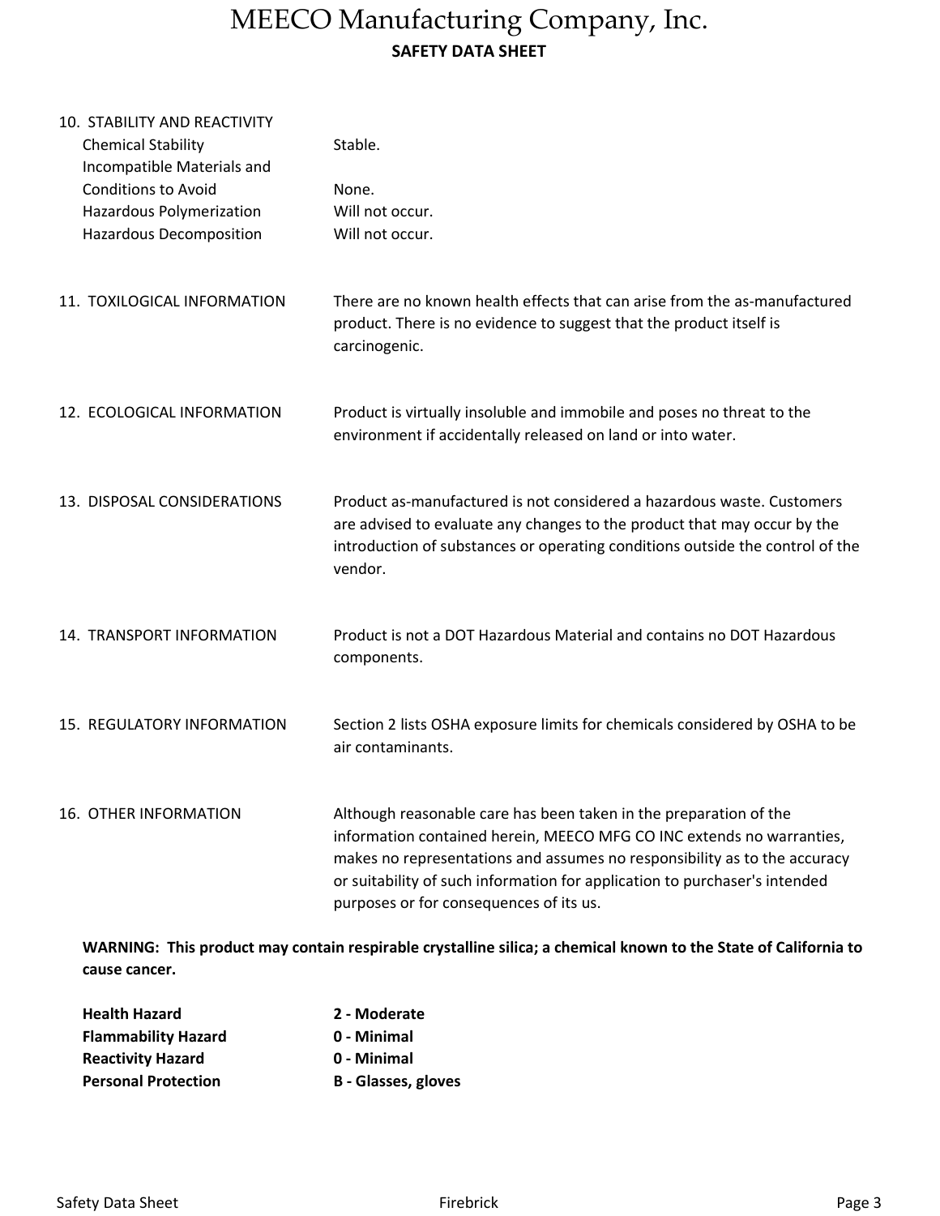# MEECO Manufacturing Company, Inc.

## SAFETY DATA SHEET

### 10. STABILITY AND REACTIVITY

| | |
|---|---|
| Chemical Stability | Stable. |
| Incompatible Materials and Conditions to Avoid | None. |
| Hazardous Polymerization | Will not occur. |
| Hazardous Decomposition | Will not occur. |

### 11. TOXILOGICAL INFORMATION

There are no known health effects that can arise from the as-manufactured product. There is no evidence to suggest that the product itself is carcinogenic.

### 12. ECOLOGICAL INFORMATION

Product is virtually insoluble and immobile and poses no threat to the environment if accidentally released on land or into water.

### 13. DISPOSAL CONSIDERATIONS

Product as-manufactured is not considered a hazardous waste. Customers are advised to evaluate any changes to the product that may occur by the introduction of substances or operating conditions outside the control of the vendor.

### 14. TRANSPORT INFORMATION

Product is not a DOT Hazardous Material and contains no DOT Hazardous components.

### 15. REGULATORY INFORMATION

Section 2 lists OSHA exposure limits for chemicals considered by OSHA to be air contaminants.

### 16. OTHER INFORMATION

Although reasonable care has been taken in the preparation of the information contained herein, MEECO MFG CO INC extends no warranties, makes no representations and assumes no responsibility as to the accuracy or suitability of such information for application to purchaser's intended purposes or for consequences of its us.

**WARNING: This product may contain respirable crystalline silica; a chemical known to the State of California to cause cancer.**

| | |
|---|---|
| **Health Hazard** | **2 - Moderate** |
| **Flammability Hazard** | **0 - Minimal** |
| **Reactivity Hazard** | **0 - Minimal** |
| **Personal Protection** | **B - Glasses, gloves** |